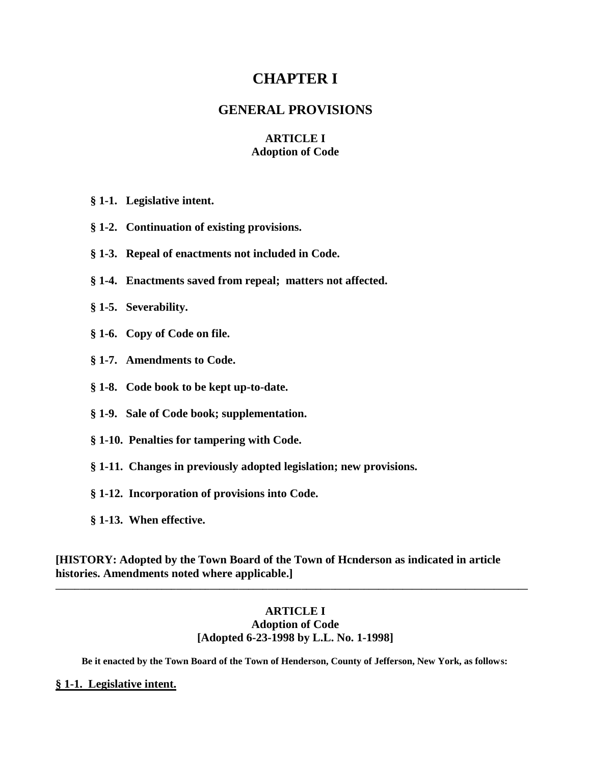# CHAPTER I

## GENERAL PROVISIONS

### ARTICLE I
### Adoption of Code

**§ 1-1. Legislative intent.**

**§ 1-2. Continuation of existing provisions.**

**§ 1-3. Repeal of enactments not included in Code.**

**§ 1-4. Enactments saved from repeal; matters not affected.**

**§ 1-5. Severability.**

**§ 1-6. Copy of Code on file.**

**§ 1-7. Amendments to Code.**

**§ 1-8. Code book to be kept up-to-date.**

**§ 1-9. Sale of Code book; supplementation.**

**§ 1-10. Penalties for tampering with Code.**

**§ 1-11. Changes in previously adopted legislation; new provisions.**

**§ 1-12. Incorporation of provisions into Code.**

**§ 1-13. When effective.**

**[HISTORY: Adopted by the Town Board of the Town of Hcnderson as indicated in article histories. Amendments noted where applicable.]**

---

### ARTICLE I
### Adoption of Code
### [Adopted 6-23-1998 by L.L. No. 1-1998]

**Be it enacted by the Town Board of the Town of Henderson, County of Jefferson, New York, as follows:**

**§ 1-1. Legislative intent.**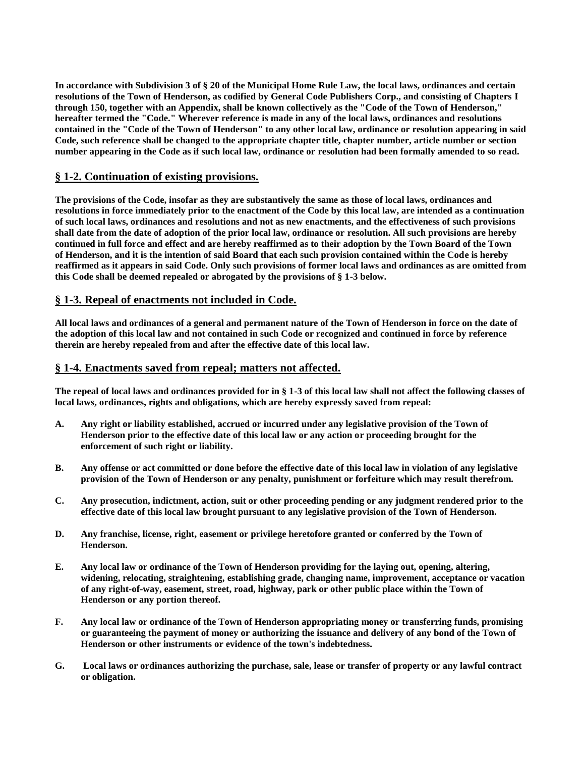**In accordance with Subdivision 3 of § 20 of the Municipal Home Rule Law, the local laws, ordinances and certain resolutions of the Town of Henderson, as codified by General Code Publishers Corp., and consisting of Chapters I through 150, together with an Appendix, shall be known collectively as the "Code of the Town of Henderson," hereafter termed the "Code." Wherever reference is made in any of the local laws, ordinances and resolutions contained in the "Code of the Town of Henderson" to any other local law, ordinance or resolution appearing in said Code, such reference shall be changed to the appropriate chapter title, chapter number, article number or section number appearing in the Code as if such local law, ordinance or resolution had been formally amended to so read.**

## § 1-2. Continuation of existing provisions.

**The provisions of the Code, insofar as they are substantively the same as those of local laws, ordinances and resolutions in force immediately prior to the enactment of the Code by this local law, are intended as a continuation of such local laws, ordinances and resolutions and not as new enactments, and the effectiveness of such provisions shall date from the date of adoption of the prior local law, ordinance or resolution. All such provisions are hereby continued in full force and effect and are hereby reaffirmed as to their adoption by the Town Board of the Town of Henderson, and it is the intention of said Board that each such provision contained within the Code is hereby reaffirmed as it appears in said Code. Only such provisions of former local laws and ordinances as are omitted from this Code shall be deemed repealed or abrogated by the provisions of § 1-3 below.**

## § 1-3. Repeal of enactments not included in Code.

**All local laws and ordinances of a general and permanent nature of the Town of Henderson in force on the date of the adoption of this local law and not contained in such Code or recognized and continued in force by reference therein are hereby repealed from and after the effective date of this local law.**

## § 1-4. Enactments saved from repeal; matters not affected.

**The repeal of local laws and ordinances provided for in § 1-3 of this local law shall not affect the following classes of local laws, ordinances, rights and obligations, which are hereby expressly saved from repeal:**

**A. Any right or liability established, accrued or incurred under any legislative provision of the Town of Henderson prior to the effective date of this local law or any action or proceeding brought for the enforcement of such right or liability.**

**B. Any offense or act committed or done before the effective date of this local law in violation of any legislative provision of the Town of Henderson or any penalty, punishment or forfeiture which may result therefrom.**

**C. Any prosecution, indictment, action, suit or other proceeding pending or any judgment rendered prior to the effective date of this local law brought pursuant to any legislative provision of the Town of Henderson.**

**D. Any franchise, license, right, easement or privilege heretofore granted or conferred by the Town of Henderson.**

**E. Any local law or ordinance of the Town of Henderson providing for the laying out, opening, altering, widening, relocating, straightening, establishing grade, changing name, improvement, acceptance or vacation of any right-of-way, easement, street, road, highway, park or other public place within the Town of Henderson or any portion thereof.**

**F. Any local law or ordinance of the Town of Henderson appropriating money or transferring funds, promising or guaranteeing the payment of money or authorizing the issuance and delivery of any bond of the Town of Henderson or other instruments or evidence of the town's indebtedness.**

**G. Local laws or ordinances authorizing the purchase, sale, lease or transfer of property or any lawful contract or obligation.**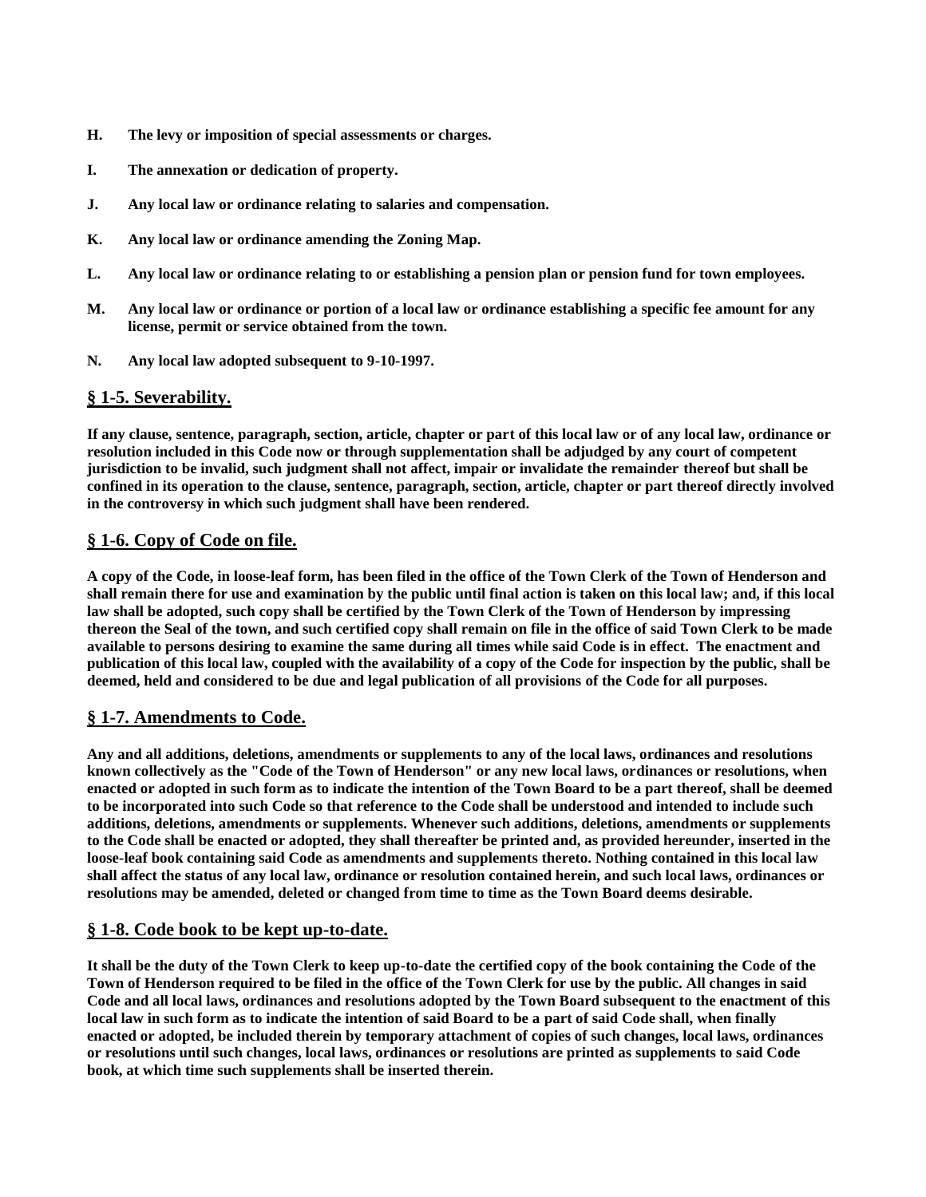**H. The levy or imposition of special assessments or charges.**

**I. The annexation or dedication of property.**

**J. Any local law or ordinance relating to salaries and compensation.**

**K. Any local law or ordinance amending the Zoning Map.**

**L. Any local law or ordinance relating to or establishing a pension plan or pension fund for town employees.**

**M. Any local law or ordinance or portion of a local law or ordinance establishing a specific fee amount for any license, permit or service obtained from the town.**

**N. Any local law adopted subsequent to 9-10-1997.**

## § 1-5. Severability.

**If any clause, sentence, paragraph, section, article, chapter or part of this local law or of any local law, ordinance or resolution included in this Code now or through supplementation shall be adjudged by any court of competent jurisdiction to be invalid, such judgment shall not affect, impair or invalidate the remainder thereof but shall be confined in its operation to the clause, sentence, paragraph, section, article, chapter or part thereof directly involved in the controversy in which such judgment shall have been rendered.**

## § 1-6. Copy of Code on file.

**A copy of the Code, in loose-leaf form, has been filed in the office of the Town Clerk of the Town of Henderson and shall remain there for use and examination by the public until final action is taken on this local law; and, if this local law shall be adopted, such copy shall be certified by the Town Clerk of the Town of Henderson by impressing thereon the Seal of the town, and such certified copy shall remain on file in the office of said Town Clerk to be made available to persons desiring to examine the same during all times while said Code is in effect. The enactment and publication of this local law, coupled with the availability of a copy of the Code for inspection by the public, shall be deemed, held and considered to be due and legal publication of all provisions of the Code for all purposes.**

## § 1-7. Amendments to Code.

**Any and all additions, deletions, amendments or supplements to any of the local laws, ordinances and resolutions known collectively as the "Code of the Town of Henderson" or any new local laws, ordinances or resolutions, when enacted or adopted in such form as to indicate the intention of the Town Board to be a part thereof, shall be deemed to be incorporated into such Code so that reference to the Code shall be understood and intended to include such additions, deletions, amendments or supplements. Whenever such additions, deletions, amendments or supplements to the Code shall be enacted or adopted, they shall thereafter be printed and, as provided hereunder, inserted in the loose-leaf book containing said Code as amendments and supplements thereto. Nothing contained in this local law shall affect the status of any local law, ordinance or resolution contained herein, and such local laws, ordinances or resolutions may be amended, deleted or changed from time to time as the Town Board deems desirable.**

## § 1-8. Code book to be kept up-to-date.

**It shall be the duty of the Town Clerk to keep up-to-date the certified copy of the book containing the Code of the Town of Henderson required to be filed in the office of the Town Clerk for use by the public. All changes in said Code and all local laws, ordinances and resolutions adopted by the Town Board subsequent to the enactment of this local law in such form as to indicate the intention of said Board to be a part of said Code shall, when finally enacted or adopted, be included therein by temporary attachment of copies of such changes, local laws, ordinances or resolutions until such changes, local laws, ordinances or resolutions are printed as supplements to said Code book, at which time such supplements shall be inserted therein.**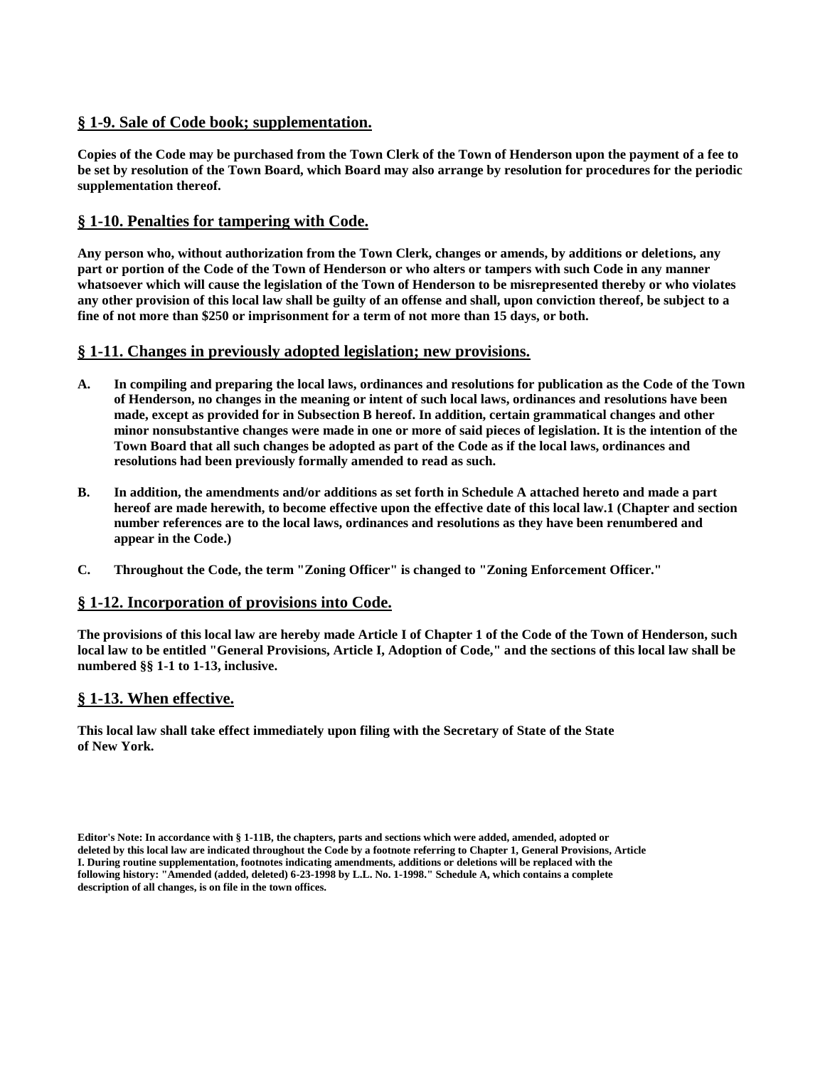## § 1-9. Sale of Code book; supplementation.

**Copies of the Code may be purchased from the Town Clerk of the Town of Henderson upon the payment of a fee to be set by resolution of the Town Board, which Board may also arrange by resolution for procedures for the periodic supplementation thereof.**

## § 1-10. Penalties for tampering with Code.

**Any person who, without authorization from the Town Clerk, changes or amends, by additions or deletions, any part or portion of the Code of the Town of Henderson or who alters or tampers with such Code in any manner whatsoever which will cause the legislation of the Town of Henderson to be misrepresented thereby or who violates any other provision of this local law shall be guilty of an offense and shall, upon conviction thereof, be subject to a fine of not more than $250 or imprisonment for a term of not more than 15 days, or both.**

## § 1-11. Changes in previously adopted legislation; new provisions.

**A.** **In compiling and preparing the local laws, ordinances and resolutions for publication as the Code of the Town of Henderson, no changes in the meaning or intent of such local laws, ordinances and resolutions have been made, except as provided for in Subsection B hereof. In addition, certain grammatical changes and other minor nonsubstantive changes were made in one or more of said pieces of legislation. It is the intention of the Town Board that all such changes be adopted as part of the Code as if the local laws, ordinances and resolutions had been previously formally amended to read as such.**

**B.** **In addition, the amendments and/or additions as set forth in Schedule A attached hereto and made a part hereof are made herewith, to become effective upon the effective date of this local law.[1] (Chapter and section number references are to the local laws, ordinances and resolutions as they have been renumbered and appear in the Code.)**

**C.** **Throughout the Code, the term "Zoning Officer" is changed to "Zoning Enforcement Officer."**

## § 1-12. Incorporation of provisions into Code.

**The provisions of this local law are hereby made Article I of Chapter 1 of the Code of the Town of Henderson, such local law to be entitled "General Provisions, Article I, Adoption of Code," and the sections of this local law shall be numbered §§ 1-1 to 1-13, inclusive.**

## § 1-13. When effective.

**This local law shall take effect immediately upon filing with the Secretary of State of the State of New York.**

**Editor's Note: In accordance with § 1-11B, the chapters, parts and sections which were added, amended, adopted or deleted by this local law are indicated throughout the Code by a footnote referring to Chapter 1, General Provisions, Article I. During routine supplementation, footnotes indicating amendments, additions or deletions will be replaced with the following history: "Amended (added, deleted) 6-23-1998 by L.L. No. 1-1998." Schedule A, which contains a complete description of all changes, is on file in the town offices.**